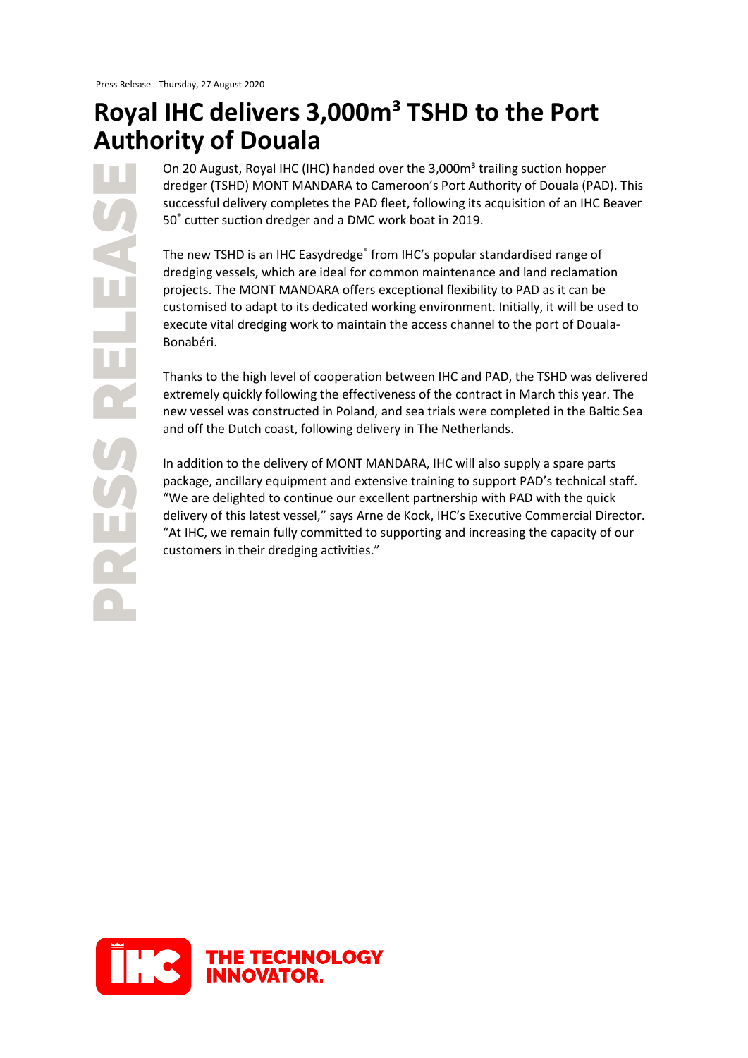Press Release - Thursday, 27 August 2020

# Royal IHC delivers 3,000m³ TSHD to the Port Authority of Douala

On 20 August, Royal IHC (IHC) handed over the 3,000m³ trailing suction hopper dredger (TSHD) MONT MANDARA to Cameroon's Port Authority of Douala (PAD). This successful delivery completes the PAD fleet, following its acquisition of an IHC Beaver 50® cutter suction dredger and a DMC work boat in 2019.

The new TSHD is an IHC Easydredge® from IHC's popular standardised range of dredging vessels, which are ideal for common maintenance and land reclamation projects. The MONT MANDARA offers exceptional flexibility to PAD as it can be customised to adapt to its dedicated working environment. Initially, it will be used to execute vital dredging work to maintain the access channel to the port of Douala-Bonabéri.

Thanks to the high level of cooperation between IHC and PAD, the TSHD was delivered extremely quickly following the effectiveness of the contract in March this year. The new vessel was constructed in Poland, and sea trials were completed in the Baltic Sea and off the Dutch coast, following delivery in The Netherlands.

In addition to the delivery of MONT MANDARA, IHC will also supply a spare parts package, ancillary equipment and extensive training to support PAD's technical staff. "We are delighted to continue our excellent partnership with PAD with the quick delivery of this latest vessel," says Arne de Kock, IHC's Executive Commercial Director. "At IHC, we remain fully committed to supporting and increasing the capacity of our customers in their dredging activities."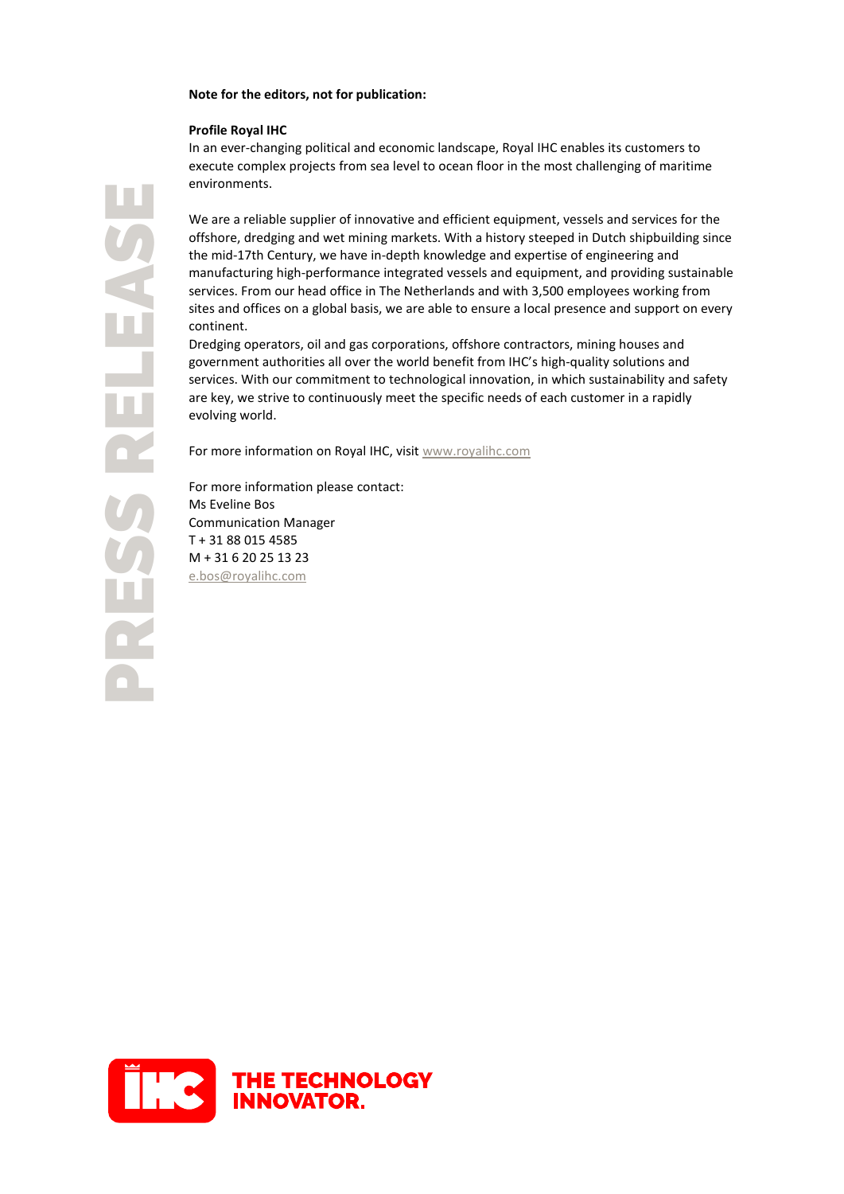**Note for the editors, not for publication:**

**Profile Royal IHC**

In an ever-changing political and economic landscape, Royal IHC enables its customers to execute complex projects from sea level to ocean floor in the most challenging of maritime environments.

We are a reliable supplier of innovative and efficient equipment, vessels and services for the offshore, dredging and wet mining markets. With a history steeped in Dutch shipbuilding since the mid-17th Century, we have in-depth knowledge and expertise of engineering and manufacturing high-performance integrated vessels and equipment, and providing sustainable services. From our head office in The Netherlands and with 3,500 employees working from sites and offices on a global basis, we are able to ensure a local presence and support on every continent.

Dredging operators, oil and gas corporations, offshore contractors, mining houses and government authorities all over the world benefit from IHC's high-quality solutions and services. With our commitment to technological innovation, in which sustainability and safety are key, we strive to continuously meet the specific needs of each customer in a rapidly evolving world.

For more information on Royal IHC, visit www.royalihc.com

For more information please contact:
Ms Eveline Bos
Communication Manager
T + 31 88 015 4585
M + 31 6 20 25 13 23
e.bos@royalihc.com